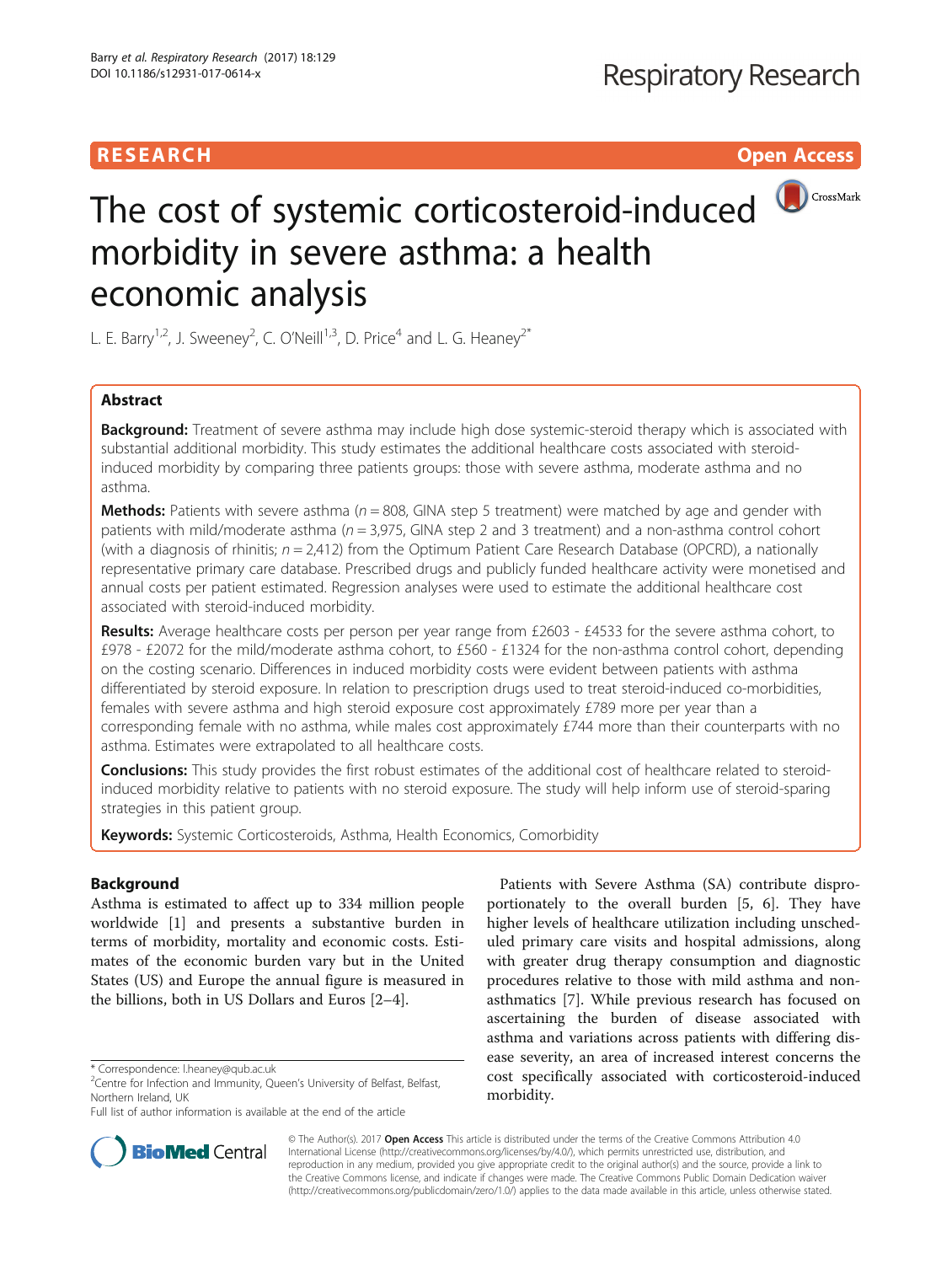RESEARCH Open Access

# The cost of systemic corticosteroid-induced morbidity in severe asthma: a health economic analysis

L. E. Barry[1,2], J. Sweeney[2], C. O'Neill[1,3], D. Price[4] and L. G. Heaney[2*]

## Abstract

**Background:** Treatment of severe asthma may include high dose systemic-steroid therapy which is associated with substantial additional morbidity. This study estimates the additional healthcare costs associated with steroid-induced morbidity by comparing three patients groups: those with severe asthma, moderate asthma and no asthma.

**Methods:** Patients with severe asthma ($n = 808$, GINA step 5 treatment) were matched by age and gender with patients with mild/moderate asthma ($n = 3,975$, GINA step 2 and 3 treatment) and a non-asthma control cohort (with a diagnosis of rhinitis; $n = 2,412$) from the Optimum Patient Care Research Database (OPCRD), a nationally representative primary care database. Prescribed drugs and publicly funded healthcare activity were monetised and annual costs per patient estimated. Regression analyses were used to estimate the additional healthcare cost associated with steroid-induced morbidity.

**Results:** Average healthcare costs per person per year range from £2603 - £4533 for the severe asthma cohort, to £978 - £2072 for the mild/moderate asthma cohort, to £560 - £1324 for the non-asthma control cohort, depending on the costing scenario. Differences in induced morbidity costs were evident between patients with asthma differentiated by steroid exposure. In relation to prescription drugs used to treat steroid-induced co-morbidities, females with severe asthma and high steroid exposure cost approximately £789 more per year than a corresponding female with no asthma, while males cost approximately £744 more than their counterparts with no asthma. Estimates were extrapolated to all healthcare costs.

**Conclusions:** This study provides the first robust estimates of the additional cost of healthcare related to steroid-induced morbidity relative to patients with no steroid exposure. The study will help inform use of steroid-sparing strategies in this patient group.

**Keywords:** Systemic Corticosteroids, Asthma, Health Economics, Comorbidity

## Background

Asthma is estimated to affect up to 334 million people worldwide [1] and presents a substantive burden in terms of morbidity, mortality and economic costs. Estimates of the economic burden vary but in the United States (US) and Europe the annual figure is measured in the billions, both in US Dollars and Euros [2–4].

Patients with Severe Asthma (SA) contribute disproportionately to the overall burden [5, 6]. They have higher levels of healthcare utilization including unscheduled primary care visits and hospital admissions, along with greater drug therapy consumption and diagnostic procedures relative to those with mild asthma and non-asthmatics [7]. While previous research has focused on ascertaining the burden of disease associated with asthma and variations across patients with differing disease severity, an area of increased interest concerns the cost specifically associated with corticosteroid-induced morbidity.

\* Correspondence: l.heaney@qub.ac.uk
[2]Centre for Infection and Immunity, Queen's University of Belfast, Belfast, Northern Ireland, UK
Full list of author information is available at the end of the article

© The Author(s). 2017 **Open Access** This article is distributed under the terms of the Creative Commons Attribution 4.0 International License (http://creativecommons.org/licenses/by/4.0/), which permits unrestricted use, distribution, and reproduction in any medium, provided you give appropriate credit to the original author(s) and the source, provide a link to the Creative Commons license, and indicate if changes were made. The Creative Commons Public Domain Dedication waiver (http://creativecommons.org/publicdomain/zero/1.0/) applies to the data made available in this article, unless otherwise stated.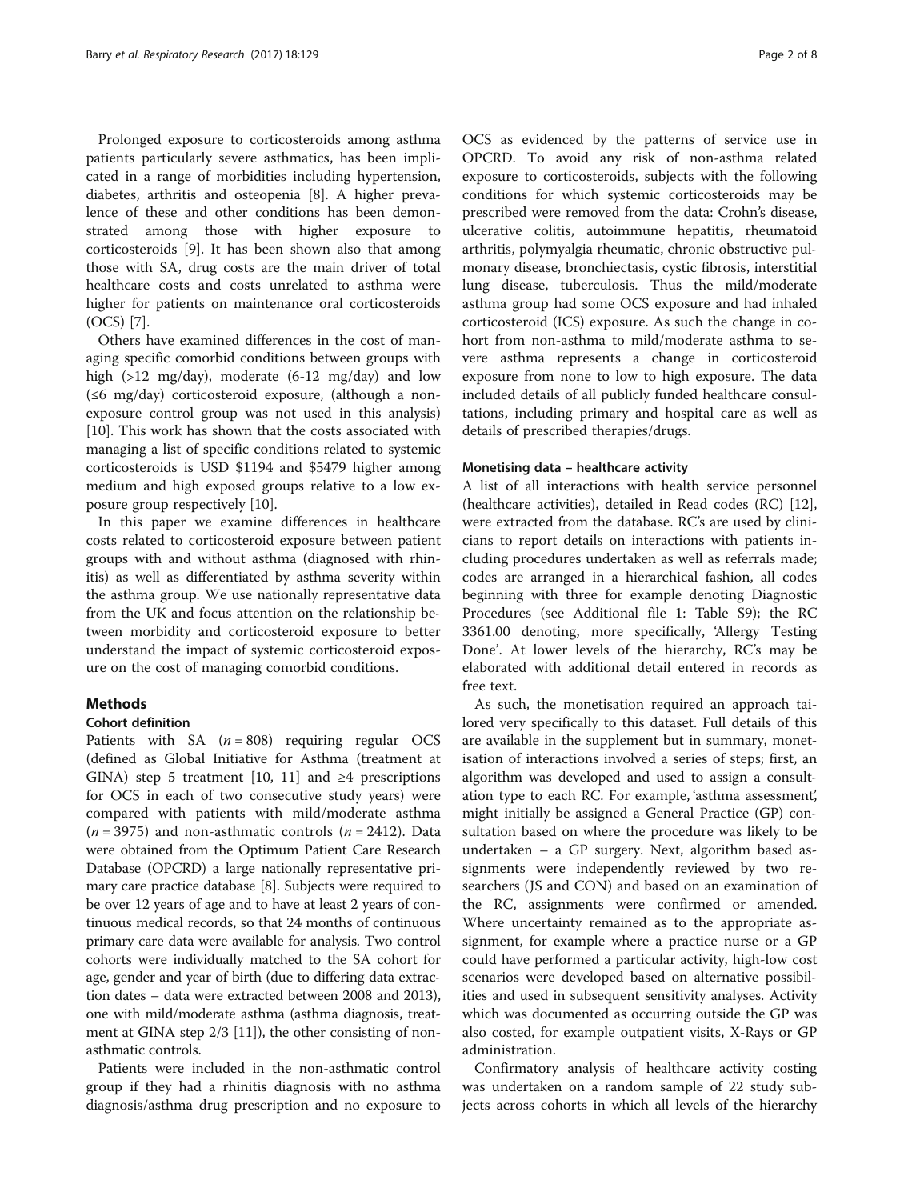Prolonged exposure to corticosteroids among asthma patients particularly severe asthmatics, has been implicated in a range of morbidities including hypertension, diabetes, arthritis and osteopenia [8]. A higher prevalence of these and other conditions has been demonstrated among those with higher exposure to corticosteroids [9]. It has been shown also that among those with SA, drug costs are the main driver of total healthcare costs and costs unrelated to asthma were higher for patients on maintenance oral corticosteroids (OCS) [7].

Others have examined differences in the cost of managing specific comorbid conditions between groups with high (>12 mg/day), moderate (6-12 mg/day) and low (≤6 mg/day) corticosteroid exposure, (although a non-exposure control group was not used in this analysis) [10]. This work has shown that the costs associated with managing a list of specific conditions related to systemic corticosteroids is USD $1194 and $5479 higher among medium and high exposed groups relative to a low exposure group respectively [10].

In this paper we examine differences in healthcare costs related to corticosteroid exposure between patient groups with and without asthma (diagnosed with rhinitis) as well as differentiated by asthma severity within the asthma group. We use nationally representative data from the UK and focus attention on the relationship between morbidity and corticosteroid exposure to better understand the impact of systemic corticosteroid exposure on the cost of managing comorbid conditions.

## Methods

### Cohort definition

Patients with SA ($n = 808$) requiring regular OCS (defined as Global Initiative for Asthma (treatment at GINA) step 5 treatment [10, 11] and ≥4 prescriptions for OCS in each of two consecutive study years) were compared with patients with mild/moderate asthma ($n = 3975$) and non-asthmatic controls ($n = 2412$). Data were obtained from the Optimum Patient Care Research Database (OPCRD) a large nationally representative primary care practice database [8]. Subjects were required to be over 12 years of age and to have at least 2 years of continuous medical records, so that 24 months of continuous primary care data were available for analysis. Two control cohorts were individually matched to the SA cohort for age, gender and year of birth (due to differing data extraction dates – data were extracted between 2008 and 2013), one with mild/moderate asthma (asthma diagnosis, treatment at GINA step 2/3 [11]), the other consisting of non-asthmatic controls.

Patients were included in the non-asthmatic control group if they had a rhinitis diagnosis with no asthma diagnosis/asthma drug prescription and no exposure to OCS as evidenced by the patterns of service use in OPCRD. To avoid any risk of non-asthma related exposure to corticosteroids, subjects with the following conditions for which systemic corticosteroids may be prescribed were removed from the data: Crohn's disease, ulcerative colitis, autoimmune hepatitis, rheumatoid arthritis, polymyalgia rheumatic, chronic obstructive pulmonary disease, bronchiectasis, cystic fibrosis, interstitial lung disease, tuberculosis. Thus the mild/moderate asthma group had some OCS exposure and had inhaled corticosteroid (ICS) exposure. As such the change in cohort from non-asthma to mild/moderate asthma to severe asthma represents a change in corticosteroid exposure from none to low to high exposure. The data included details of all publicly funded healthcare consultations, including primary and hospital care as well as details of prescribed therapies/drugs.

### Monetising data – healthcare activity

A list of all interactions with health service personnel (healthcare activities), detailed in Read codes (RC) [12], were extracted from the database. RC's are used by clinicians to report details on interactions with patients including procedures undertaken as well as referrals made; codes are arranged in a hierarchical fashion, all codes beginning with three for example denoting Diagnostic Procedures (see Additional file 1: Table S9); the RC 3361.00 denoting, more specifically, 'Allergy Testing Done'. At lower levels of the hierarchy, RC's may be elaborated with additional detail entered in records as free text.

As such, the monetisation required an approach tailored very specifically to this dataset. Full details of this are available in the supplement but in summary, monetisation of interactions involved a series of steps; first, an algorithm was developed and used to assign a consultation type to each RC. For example, 'asthma assessment', might initially be assigned a General Practice (GP) consultation based on where the procedure was likely to be undertaken – a GP surgery. Next, algorithm based assignments were independently reviewed by two researchers (JS and CON) and based on an examination of the RC, assignments were confirmed or amended. Where uncertainty remained as to the appropriate assignment, for example where a practice nurse or a GP could have performed a particular activity, high-low cost scenarios were developed based on alternative possibilities and used in subsequent sensitivity analyses. Activity which was documented as occurring outside the GP was also costed, for example outpatient visits, X-Rays or GP administration.

Confirmatory analysis of healthcare activity costing was undertaken on a random sample of 22 study subjects across cohorts in which all levels of the hierarchy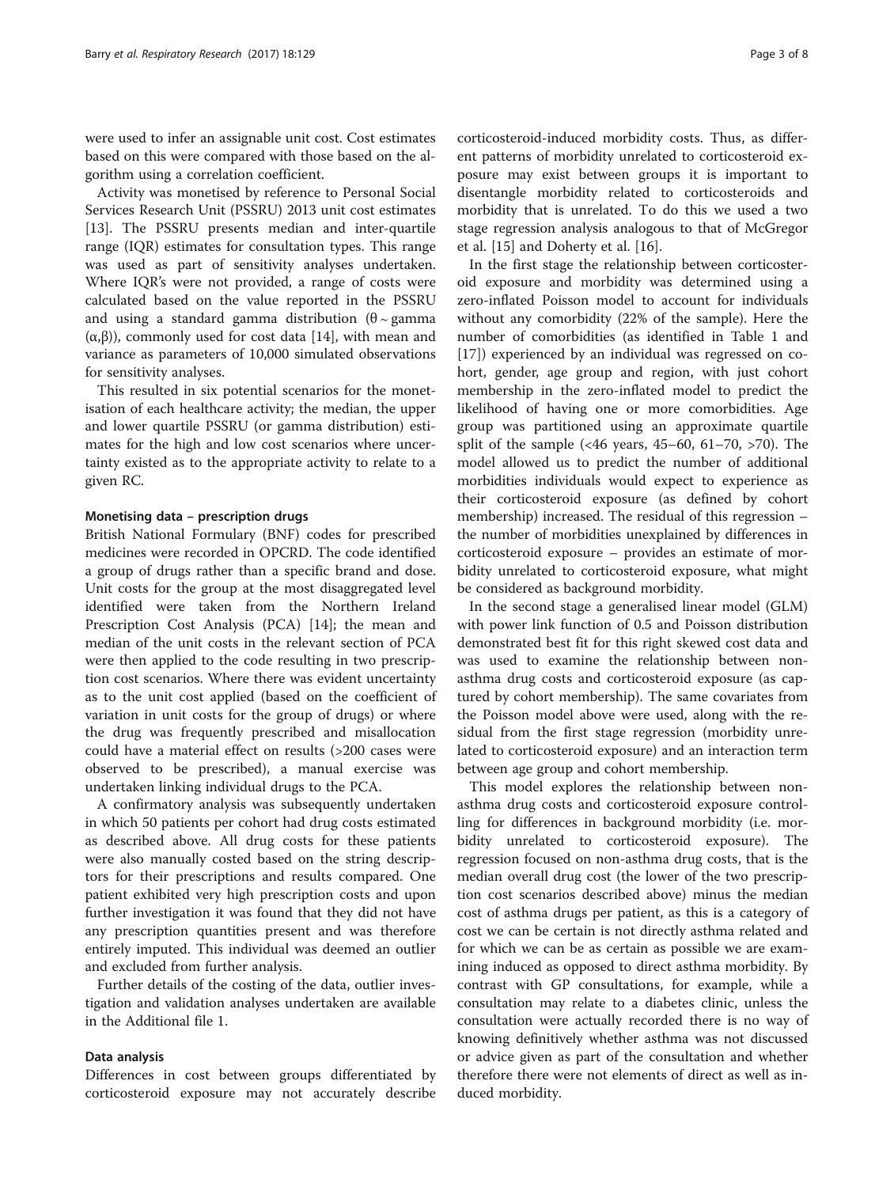were used to infer an assignable unit cost. Cost estimates based on this were compared with those based on the algorithm using a correlation coefficient.

Activity was monetised by reference to Personal Social Services Research Unit (PSSRU) 2013 unit cost estimates [13]. The PSSRU presents median and inter-quartile range (IQR) estimates for consultation types. This range was used as part of sensitivity analyses undertaken. Where IQR's were not provided, a range of costs were calculated based on the value reported in the PSSRU and using a standard gamma distribution ($\theta \sim$ gamma $(\alpha,\beta)$), commonly used for cost data [14], with mean and variance as parameters of 10,000 simulated observations for sensitivity analyses.

This resulted in six potential scenarios for the monetisation of each healthcare activity; the median, the upper and lower quartile PSSRU (or gamma distribution) estimates for the high and low cost scenarios where uncertainty existed as to the appropriate activity to relate to a given RC.

#### Monetising data – prescription drugs

British National Formulary (BNF) codes for prescribed medicines were recorded in OPCRD. The code identified a group of drugs rather than a specific brand and dose. Unit costs for the group at the most disaggregated level identified were taken from the Northern Ireland Prescription Cost Analysis (PCA) [14]; the mean and median of the unit costs in the relevant section of PCA were then applied to the code resulting in two prescription cost scenarios. Where there was evident uncertainty as to the unit cost applied (based on the coefficient of variation in unit costs for the group of drugs) or where the drug was frequently prescribed and misallocation could have a material effect on results (>200 cases were observed to be prescribed), a manual exercise was undertaken linking individual drugs to the PCA.

A confirmatory analysis was subsequently undertaken in which 50 patients per cohort had drug costs estimated as described above. All drug costs for these patients were also manually costed based on the string descriptors for their prescriptions and results compared. One patient exhibited very high prescription costs and upon further investigation it was found that they did not have any prescription quantities present and was therefore entirely imputed. This individual was deemed an outlier and excluded from further analysis.

Further details of the costing of the data, outlier investigation and validation analyses undertaken are available in the Additional file 1.

#### Data analysis

Differences in cost between groups differentiated by corticosteroid exposure may not accurately describe corticosteroid-induced morbidity costs. Thus, as different patterns of morbidity unrelated to corticosteroid exposure may exist between groups it is important to disentangle morbidity related to corticosteroids and morbidity that is unrelated. To do this we used a two stage regression analysis analogous to that of McGregor et al. [15] and Doherty et al. [16].

In the first stage the relationship between corticosteroid exposure and morbidity was determined using a zero-inflated Poisson model to account for individuals without any comorbidity (22% of the sample). Here the number of comorbidities (as identified in Table 1 and [17]) experienced by an individual was regressed on cohort, gender, age group and region, with just cohort membership in the zero-inflated model to predict the likelihood of having one or more comorbidities. Age group was partitioned using an approximate quartile split of the sample (<46 years, 45–60, 61–70, >70). The model allowed us to predict the number of additional morbidities individuals would expect to experience as their corticosteroid exposure (as defined by cohort membership) increased. The residual of this regression – the number of morbidities unexplained by differences in corticosteroid exposure – provides an estimate of morbidity unrelated to corticosteroid exposure, what might be considered as background morbidity.

In the second stage a generalised linear model (GLM) with power link function of 0.5 and Poisson distribution demonstrated best fit for this right skewed cost data and was used to examine the relationship between non-asthma drug costs and corticosteroid exposure (as captured by cohort membership). The same covariates from the Poisson model above were used, along with the residual from the first stage regression (morbidity unrelated to corticosteroid exposure) and an interaction term between age group and cohort membership.

This model explores the relationship between non-asthma drug costs and corticosteroid exposure controlling for differences in background morbidity (i.e. morbidity unrelated to corticosteroid exposure). The regression focused on non-asthma drug costs, that is the median overall drug cost (the lower of the two prescription cost scenarios described above) minus the median cost of asthma drugs per patient, as this is a category of cost we can be certain is not directly asthma related and for which we can be as certain as possible we are examining induced as opposed to direct asthma morbidity. By contrast with GP consultations, for example, while a consultation may relate to a diabetes clinic, unless the consultation were actually recorded there is no way of knowing definitively whether asthma was not discussed or advice given as part of the consultation and whether therefore there were not elements of direct as well as induced morbidity.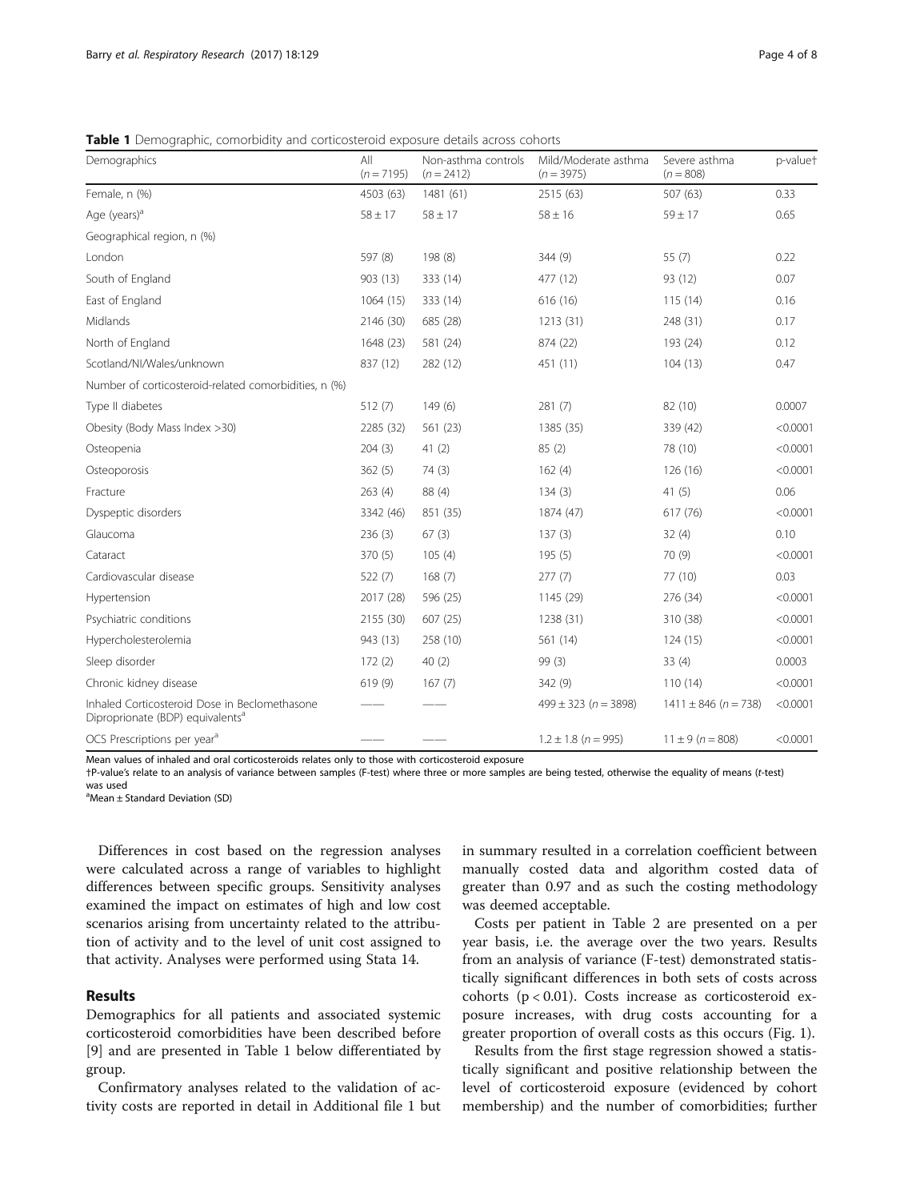**Table 1** Demographic, comorbidity and corticosteroid exposure details across cohorts

| Demographics | All ($n = 7195$) | Non-asthma controls ($n = 2412$) | Mild/Moderate asthma ($n = 3975$) | Severe asthma ($n = 808$) | p-value† |
|---|---|---|---|---|---|
| Female, n (%) | 4503 (63) | 1481 (61) | 2515 (63) | 507 (63) | 0.33 |
| Age (years)[a] | 58 ± 17 | 58 ± 17 | 58 ± 16 | 59 ± 17 | 0.65 |
| Geographical region, n (%) | | | | | |
| London | 597 (8) | 198 (8) | 344 (9) | 55 (7) | 0.22 |
| South of England | 903 (13) | 333 (14) | 477 (12) | 93 (12) | 0.07 |
| East of England | 1064 (15) | 333 (14) | 616 (16) | 115 (14) | 0.16 |
| Midlands | 2146 (30) | 685 (28) | 1213 (31) | 248 (31) | 0.17 |
| North of England | 1648 (23) | 581 (24) | 874 (22) | 193 (24) | 0.12 |
| Scotland/NI/Wales/unknown | 837 (12) | 282 (12) | 451 (11) | 104 (13) | 0.47 |
| Number of corticosteroid-related comorbidities, n (%) | | | | | |
| Type II diabetes | 512 (7) | 149 (6) | 281 (7) | 82 (10) | 0.0007 |
| Obesity (Body Mass Index >30) | 2285 (32) | 561 (23) | 1385 (35) | 339 (42) | <0.0001 |
| Osteopenia | 204 (3) | 41 (2) | 85 (2) | 78 (10) | <0.0001 |
| Osteoporosis | 362 (5) | 74 (3) | 162 (4) | 126 (16) | <0.0001 |
| Fracture | 263 (4) | 88 (4) | 134 (3) | 41 (5) | 0.06 |
| Dyspeptic disorders | 3342 (46) | 851 (35) | 1874 (47) | 617 (76) | <0.0001 |
| Glaucoma | 236 (3) | 67 (3) | 137 (3) | 32 (4) | 0.10 |
| Cataract | 370 (5) | 105 (4) | 195 (5) | 70 (9) | <0.0001 |
| Cardiovascular disease | 522 (7) | 168 (7) | 277 (7) | 77 (10) | 0.03 |
| Hypertension | 2017 (28) | 596 (25) | 1145 (29) | 276 (34) | <0.0001 |
| Psychiatric conditions | 2155 (30) | 607 (25) | 1238 (31) | 310 (38) | <0.0001 |
| Hypercholesterolemia | 943 (13) | 258 (10) | 561 (14) | 124 (15) | <0.0001 |
| Sleep disorder | 172 (2) | 40 (2) | 99 (3) | 33 (4) | 0.0003 |
| Chronic kidney disease | 619 (9) | 167 (7) | 342 (9) | 110 (14) | <0.0001 |
| Inhaled Corticosteroid Dose in Beclomethasone Diproprionate (BDP) equivalents[a] | —— | —— | 499 ± 323 ($n = 3898$) | 1411 ± 846 ($n = 738$) | <0.0001 |
| OCS Prescriptions per year[a] | —— | —— | 1.2 ± 1.8 ($n = 995$) | 11 ± 9 ($n = 808$) | <0.0001 |

Mean values of inhaled and oral corticosteroids relates only to those with corticosteroid exposure
†P-value's relate to an analysis of variance between samples (F-test) where three or more samples are being tested, otherwise the equality of means (*t*-test) was used
[a]Mean ± Standard Deviation (SD)

Differences in cost based on the regression analyses were calculated across a range of variables to highlight differences between specific groups. Sensitivity analyses examined the impact on estimates of high and low cost scenarios arising from uncertainty related to the attribution of activity and to the level of unit cost assigned to that activity. Analyses were performed using Stata 14.

## Results

Demographics for all patients and associated systemic corticosteroid comorbidities have been described before [9] and are presented in Table 1 below differentiated by group.

Confirmatory analyses related to the validation of activity costs are reported in detail in Additional file 1 but in summary resulted in a correlation coefficient between manually costed data and algorithm costed data of greater than 0.97 and as such the costing methodology was deemed acceptable.

Costs per patient in Table 2 are presented on a per year basis, i.e. the average over the two years. Results from an analysis of variance (F-test) demonstrated statistically significant differences in both sets of costs across cohorts ($p < 0.01$). Costs increase as corticosteroid exposure increases, with drug costs accounting for a greater proportion of overall costs as this occurs (Fig. 1).

Results from the first stage regression showed a statistically significant and positive relationship between the level of corticosteroid exposure (evidenced by cohort membership) and the number of comorbidities; further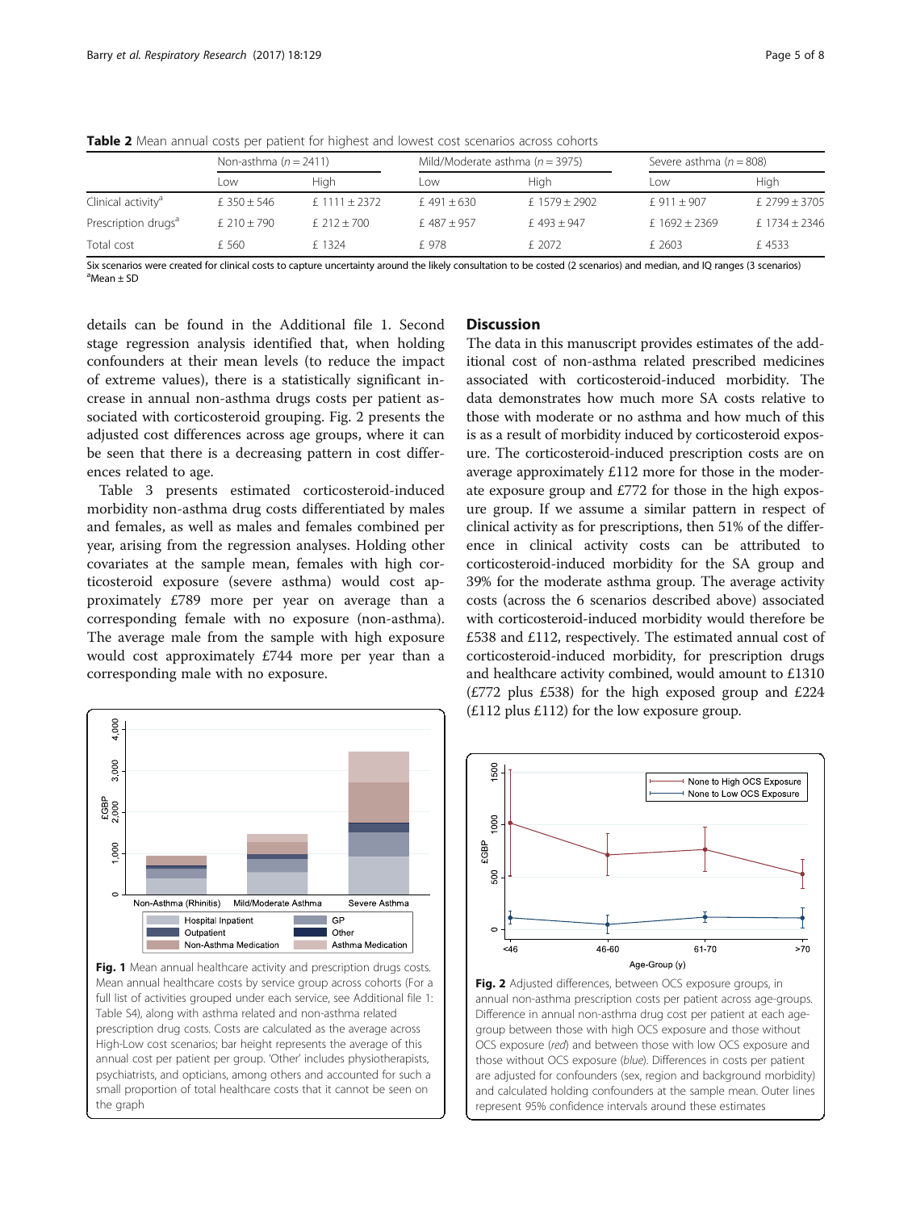**Table 2** Mean annual costs per patient for highest and lowest cost scenarios across cohorts

| | Non-asthma ($n$ = 2411) | | Mild/Moderate asthma ($n$ = 3975) | | Severe asthma ($n$ = 808) | |
|---|---|---|---|---|---|---|
| | Low | High | Low | High | Low | High |
| Clinical activity[a] | £ 350 ± 546 | £ 1111 ± 2372 | £ 491 ± 630 | £ 1579 ± 2902 | £ 911 ± 907 | £ 2799 ± 3705 |
| Prescription drugs[a] | £ 210 ± 790 | £ 212 ± 700 | £ 487 ± 957 | £ 493 ± 947 | £ 1692 ± 2369 | £ 1734 ± 2346 |
| Total cost | £ 560 | £ 1324 | £ 978 | £ 2072 | £ 2603 | £ 4533 |

Six scenarios were created for clinical costs to capture uncertainty around the likely consultation to be costed (2 scenarios) and median, and IQ ranges (3 scenarios)
[a]Mean ± SD

details can be found in the Additional file 1. Second stage regression analysis identified that, when holding confounders at their mean levels (to reduce the impact of extreme values), there is a statistically significant increase in annual non-asthma drugs costs per patient associated with corticosteroid grouping. Fig. 2 presents the adjusted cost differences across age groups, where it can be seen that there is a decreasing pattern in cost differences related to age.

Table 3 presents estimated corticosteroid-induced morbidity non-asthma drug costs differentiated by males and females, as well as males and females combined per year, arising from the regression analyses. Holding other covariates at the sample mean, females with high corticosteroid exposure (severe asthma) would cost approximately £789 more per year on average than a corresponding female with no exposure (non-asthma). The average male from the sample with high exposure would cost approximately £744 more per year than a corresponding male with no exposure.

**Fig. 1** Mean annual healthcare activity and prescription drugs costs. Mean annual healthcare costs by service group across cohorts (For a full list of activities grouped under each service, see Additional file 1: Table S4), along with asthma related and non-asthma related prescription drug costs. Costs are calculated as the average across High-Low cost scenarios; bar height represents the average of this annual cost per patient per group. 'Other' includes physiotherapists, psychiatrists, and opticians, among others and accounted for such a small proportion of total healthcare costs that it cannot be seen on the graph

## Discussion

The data in this manuscript provides estimates of the additional cost of non-asthma related prescribed medicines associated with corticosteroid-induced morbidity. The data demonstrates how much more SA costs relative to those with moderate or no asthma and how much of this is as a result of morbidity induced by corticosteroid exposure. The corticosteroid-induced prescription costs are on average approximately £112 more for those in the moderate exposure group and £772 for those in the high exposure group. If we assume a similar pattern in respect of clinical activity as for prescriptions, then 51% of the difference in clinical activity costs can be attributed to corticosteroid-induced morbidity for the SA group and 39% for the moderate asthma group. The average activity costs (across the 6 scenarios described above) associated with corticosteroid-induced morbidity would therefore be £538 and £112, respectively. The estimated annual cost of corticosteroid-induced morbidity, for prescription drugs and healthcare activity combined, would amount to £1310 (£772 plus £538) for the high exposed group and £224 (£112 plus £112) for the low exposure group.

**Fig. 2** Adjusted differences, between OCS exposure groups, in annual non-asthma prescription costs per patient across age-groups. Difference in annual non-asthma drug cost per patient at each age-group between those with high OCS exposure and those without OCS exposure (*red*) and between those with low OCS exposure and those without OCS exposure (*blue*). Differences in costs per patient are adjusted for confounders (sex, region and background morbidity) and calculated holding confounders at the sample mean. Outer lines represent 95% confidence intervals around these estimates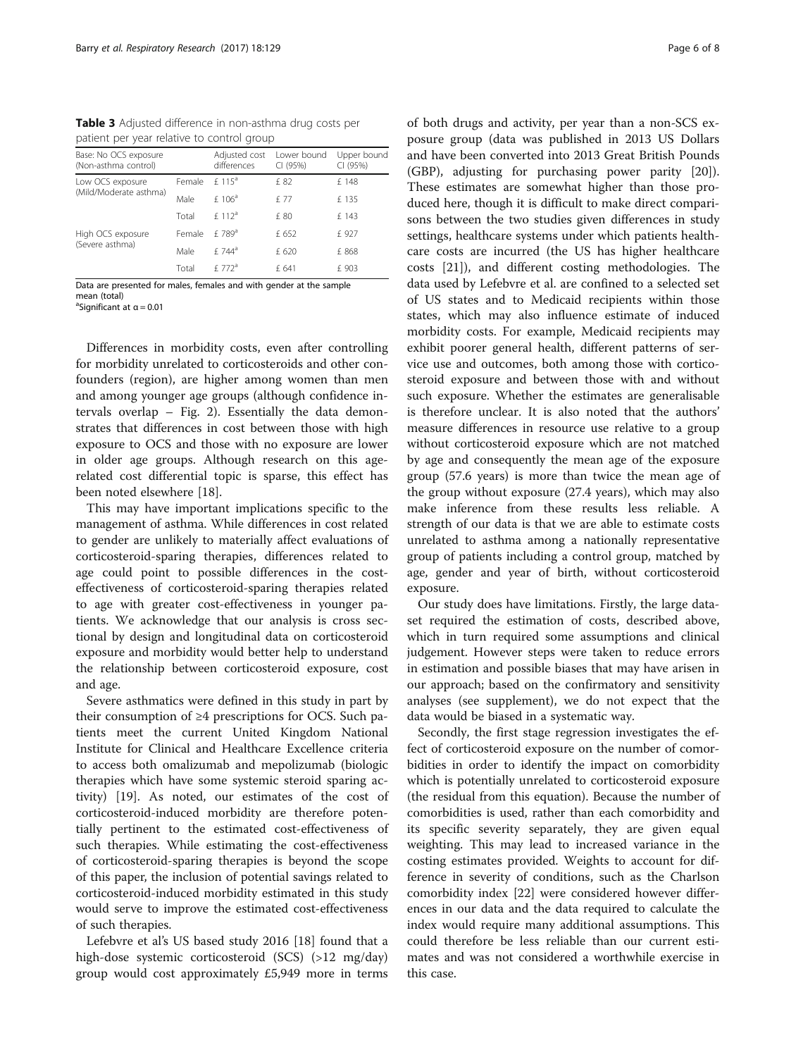**Table 3** Adjusted difference in non-asthma drug costs per patient per year relative to control group

| Base: No OCS exposure (Non-asthma control) | | Adjusted cost differences | Lower bound CI (95%) | Upper bound CI (95%) |
|---|---|---|---|---|
| Low OCS exposure (Mild/Moderate asthma) | Female | £ 115[a] | £ 82 | £ 148 |
| | Male | £ 106[a] | £ 77 | £ 135 |
| | Total | £ 112[a] | £ 80 | £ 143 |
| High OCS exposure (Severe asthma) | Female | £ 789[a] | £ 652 | £ 927 |
| | Male | £ 744[a] | £ 620 | £ 868 |
| | Total | £ 772[a] | £ 641 | £ 903 |

Data are presented for males, females and with gender at the sample mean (total)
[a]Significant at $\alpha = 0.01$

Differences in morbidity costs, even after controlling for morbidity unrelated to corticosteroids and other confounders (region), are higher among women than men and among younger age groups (although confidence intervals overlap – Fig. 2). Essentially the data demonstrates that differences in cost between those with high exposure to OCS and those with no exposure are lower in older age groups. Although research on this age-related cost differential topic is sparse, this effect has been noted elsewhere [18].

This may have important implications specific to the management of asthma. While differences in cost related to gender are unlikely to materially affect evaluations of corticosteroid-sparing therapies, differences related to age could point to possible differences in the cost-effectiveness of corticosteroid-sparing therapies related to age with greater cost-effectiveness in younger patients. We acknowledge that our analysis is cross sectional by design and longitudinal data on corticosteroid exposure and morbidity would better help to understand the relationship between corticosteroid exposure, cost and age.

Severe asthmatics were defined in this study in part by their consumption of ≥4 prescriptions for OCS. Such patients meet the current United Kingdom National Institute for Clinical and Healthcare Excellence criteria to access both omalizumab and mepolizumab (biologic therapies which have some systemic steroid sparing activity) [19]. As noted, our estimates of the cost of corticosteroid-induced morbidity are therefore potentially pertinent to the estimated cost-effectiveness of such therapies. While estimating the cost-effectiveness of corticosteroid-sparing therapies is beyond the scope of this paper, the inclusion of potential savings related to corticosteroid-induced morbidity estimated in this study would serve to improve the estimated cost-effectiveness of such therapies.

Lefebvre et al's US based study 2016 [18] found that a high-dose systemic corticosteroid (SCS) (>12 mg/day) group would cost approximately £5,949 more in terms of both drugs and activity, per year than a non-SCS exposure group (data was published in 2013 US Dollars and have been converted into 2013 Great British Pounds (GBP), adjusting for purchasing power parity [20]). These estimates are somewhat higher than those produced here, though it is difficult to make direct comparisons between the two studies given differences in study settings, healthcare systems under which patients healthcare costs are incurred (the US has higher healthcare costs [21]), and different costing methodologies. The data used by Lefebvre et al. are confined to a selected set of US states and to Medicaid recipients within those states, which may also influence estimate of induced morbidity costs. For example, Medicaid recipients may exhibit poorer general health, different patterns of service use and outcomes, both among those with corticosteroid exposure and between those with and without such exposure. Whether the estimates are generalisable is therefore unclear. It is also noted that the authors' measure differences in resource use relative to a group without corticosteroid exposure which are not matched by age and consequently the mean age of the exposure group (57.6 years) is more than twice the mean age of the group without exposure (27.4 years), which may also make inference from these results less reliable. A strength of our data is that we are able to estimate costs unrelated to asthma among a nationally representative group of patients including a control group, matched by age, gender and year of birth, without corticosteroid exposure.

Our study does have limitations. Firstly, the large dataset required the estimation of costs, described above, which in turn required some assumptions and clinical judgement. However steps were taken to reduce errors in estimation and possible biases that may have arisen in our approach; based on the confirmatory and sensitivity analyses (see supplement), we do not expect that the data would be biased in a systematic way.

Secondly, the first stage regression investigates the effect of corticosteroid exposure on the number of comorbidities in order to identify the impact on comorbidity which is potentially unrelated to corticosteroid exposure (the residual from this equation). Because the number of comorbidities is used, rather than each comorbidity and its specific severity separately, they are given equal weighting. This may lead to increased variance in the costing estimates provided. Weights to account for difference in severity of conditions, such as the Charlson comorbidity index [22] were considered however differences in our data and the data required to calculate the index would require many additional assumptions. This could therefore be less reliable than our current estimates and was not considered a worthwhile exercise in this case.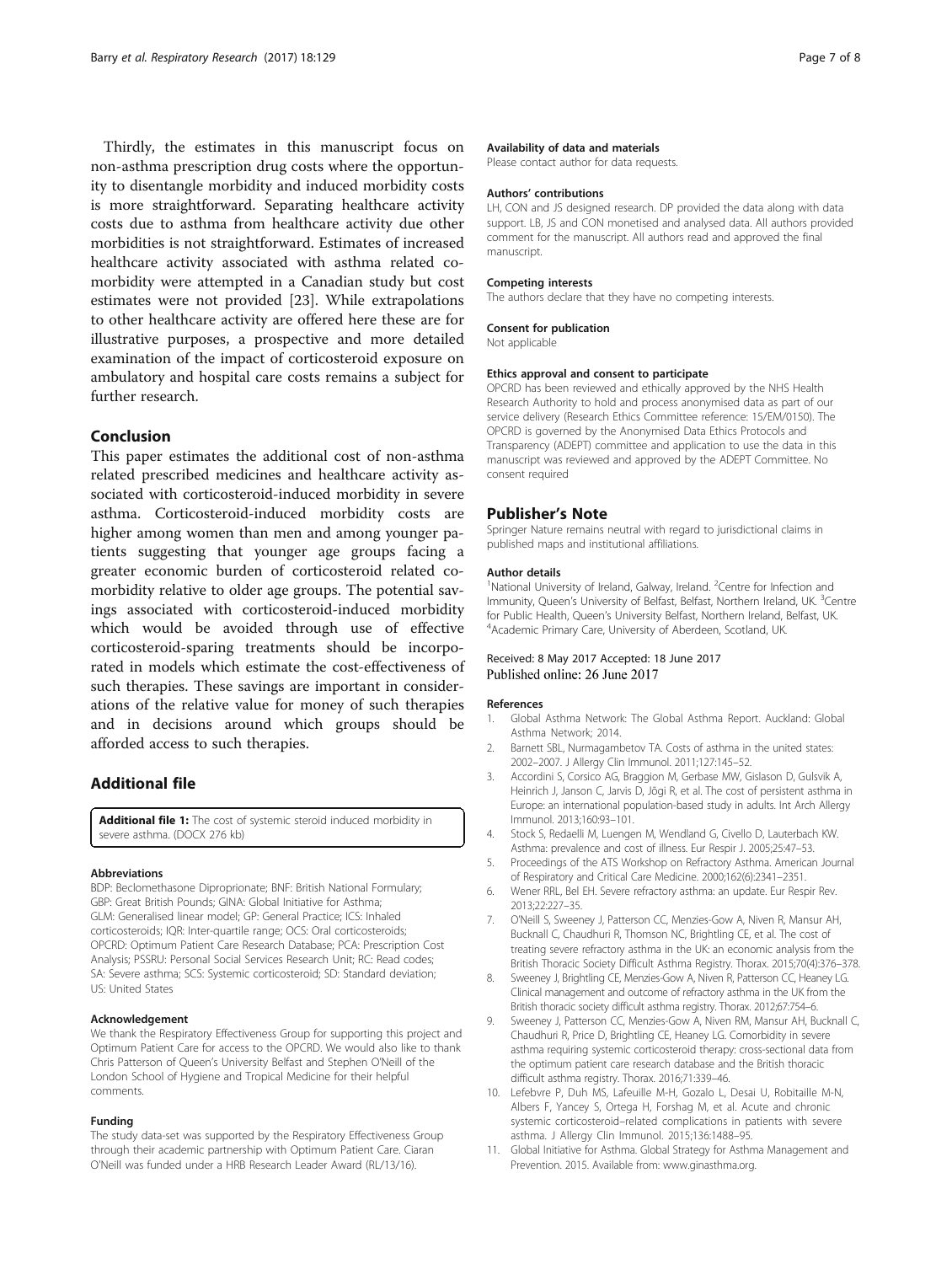Thirdly, the estimates in this manuscript focus on non-asthma prescription drug costs where the opportunity to disentangle morbidity and induced morbidity costs is more straightforward. Separating healthcare activity costs due to asthma from healthcare activity due other morbidities is not straightforward. Estimates of increased healthcare activity associated with asthma related co-morbidity were attempted in a Canadian study but cost estimates were not provided [23]. While extrapolations to other healthcare activity are offered here these are for illustrative purposes, a prospective and more detailed examination of the impact of corticosteroid exposure on ambulatory and hospital care costs remains a subject for further research.

## Conclusion

This paper estimates the additional cost of non-asthma related prescribed medicines and healthcare activity associated with corticosteroid-induced morbidity in severe asthma. Corticosteroid-induced morbidity costs are higher among women than men and among younger patients suggesting that younger age groups facing a greater economic burden of corticosteroid related co-morbidity relative to older age groups. The potential savings associated with corticosteroid-induced morbidity which would be avoided through use of effective corticosteroid-sparing treatments should be incorporated in models which estimate the cost-effectiveness of such therapies. These savings are important in considerations of the relative value for money of such therapies and in decisions around which groups should be afforded access to such therapies.

## Additional file

**Additional file 1:** The cost of systemic steroid induced morbidity in severe asthma. (DOCX 276 kb)

#### Abbreviations

BDP: Beclomethasone Diproprionate; BNF: British National Formulary; GBP: Great British Pounds; GINA: Global Initiative for Asthma; GLM: Generalised linear model; GP: General Practice; ICS: Inhaled corticosteroids; IQR: Inter-quartile range; OCS: Oral corticosteroids; OPCRD: Optimum Patient Care Research Database; PCA: Prescription Cost Analysis; PSSRU: Personal Social Services Research Unit; RC: Read codes; SA: Severe asthma; SCS: Systemic corticosteroid; SD: Standard deviation; US: United States

#### Acknowledgement

We thank the Respiratory Effectiveness Group for supporting this project and Optimum Patient Care for access to the OPCRD. We would also like to thank Chris Patterson of Queen's University Belfast and Stephen O'Neill of the London School of Hygiene and Tropical Medicine for their helpful comments.

#### Funding

The study data-set was supported by the Respiratory Effectiveness Group through their academic partnership with Optimum Patient Care. Ciaran O'Neill was funded under a HRB Research Leader Award (RL/13/16).

#### Availability of data and materials

Please contact author for data requests.

#### Authors' contributions

LH, CON and JS designed research. DP provided the data along with data support. LB, JS and CON monetised and analysed data. All authors provided comment for the manuscript. All authors read and approved the final manuscript.

#### Competing interests

The authors declare that they have no competing interests.

#### Consent for publication

Not applicable

#### Ethics approval and consent to participate

OPCRD has been reviewed and ethically approved by the NHS Health Research Authority to hold and process anonymised data as part of our service delivery (Research Ethics Committee reference: 15/EM/0150). The OPCRD is governed by the Anonymised Data Ethics Protocols and Transparency (ADEPT) committee and application to use the data in this manuscript was reviewed and approved by the ADEPT Committee. No consent required

## Publisher's Note

Springer Nature remains neutral with regard to jurisdictional claims in published maps and institutional affiliations.

#### Author details

[1]National University of Ireland, Galway, Ireland. [2]Centre for Infection and Immunity, Queen's University of Belfast, Belfast, Northern Ireland, UK. [3]Centre for Public Health, Queen's University Belfast, Northern Ireland, Belfast, UK. [4]Academic Primary Care, University of Aberdeen, Scotland, UK.

Received: 8 May 2017 Accepted: 18 June 2017
Published online: 26 June 2017

#### References

1. Global Asthma Network: The Global Asthma Report. Auckland: Global Asthma Network; 2014.
2. Barnett SBL, Nurmagambetov TA. Costs of asthma in the united states: 2002–2007. J Allergy Clin Immunol. 2011;127:145–52.
3. Accordini S, Corsico AG, Braggion M, Gerbase MW, Gislason D, Gulsvik A, Heinrich J, Janson C, Jarvis D, Jõgi R, et al. The cost of persistent asthma in Europe: an international population-based study in adults. Int Arch Allergy Immunol. 2013;160:93–101.
4. Stock S, Redaelli M, Luengen M, Wendland G, Civello D, Lauterbach KW. Asthma: prevalence and cost of illness. Eur Respir J. 2005;25:47–53.
5. Proceedings of the ATS Workshop on Refractory Asthma. American Journal of Respiratory and Critical Care Medicine. 2000;162(6):2341–2351.
6. Wener RRL, Bel EH. Severe refractory asthma: an update. Eur Respir Rev. 2013;22:227–35.
7. O'Neill S, Sweeney J, Patterson CC, Menzies-Gow A, Niven R, Mansur AH, Bucknall C, Chaudhuri R, Thomson NC, Brightling CE, et al. The cost of treating severe refractory asthma in the UK: an economic analysis from the British Thoracic Society Difficult Asthma Registry. Thorax. 2015;70(4):376–378.
8. Sweeney J, Brightling CE, Menzies-Gow A, Niven R, Patterson CC, Heaney LG. Clinical management and outcome of refractory asthma in the UK from the British thoracic society difficult asthma registry. Thorax. 2012;67:754–6.
9. Sweeney J, Patterson CC, Menzies-Gow A, Niven RM, Mansur AH, Bucknall C, Chaudhuri R, Price D, Brightling CE, Heaney LG. Comorbidity in severe asthma requiring systemic corticosteroid therapy: cross-sectional data from the optimum patient care research database and the British thoracic difficult asthma registry. Thorax. 2016;71:339–46.
10. Lefebvre P, Duh MS, Lafeuille M-H, Gozalo L, Desai U, Robitaille M-N, Albers F, Yancey S, Ortega H, Forshag M, et al. Acute and chronic systemic corticosteroid–related complications in patients with severe asthma. J Allergy Clin Immunol. 2015;136:1488–95.
11. Global Initiative for Asthma. Global Strategy for Asthma Management and Prevention. 2015. Available from: www.ginasthma.org.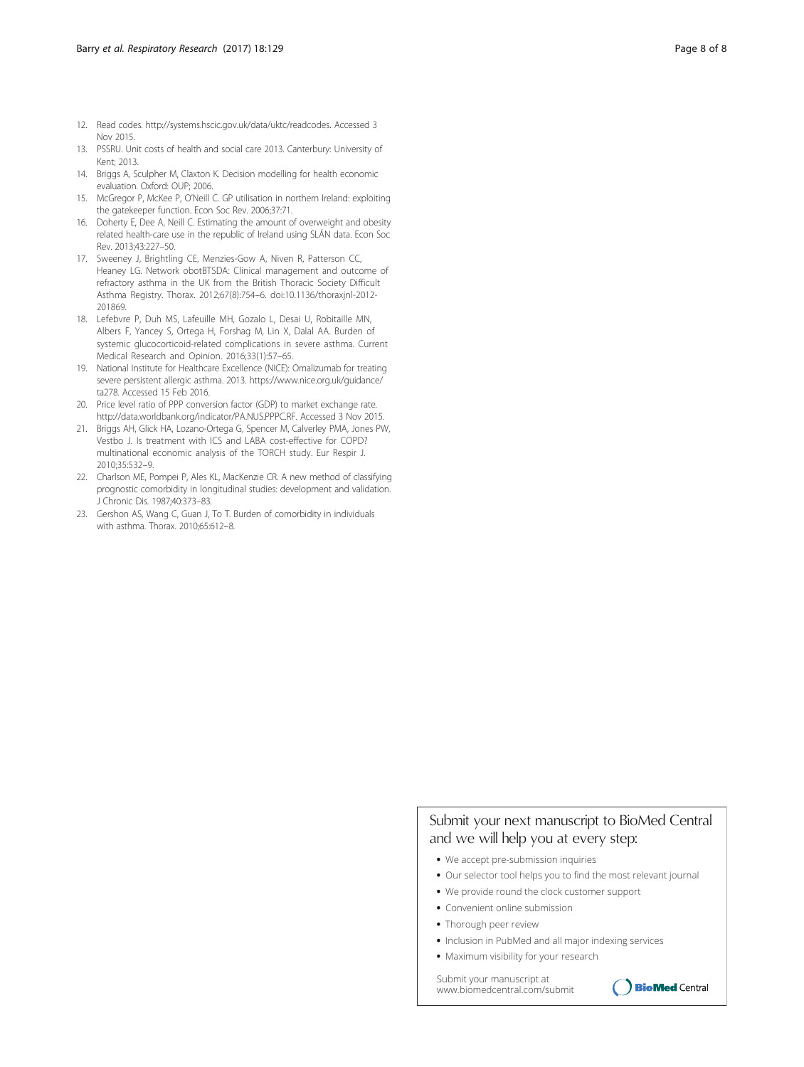12. Read codes. http://systems.hscic.gov.uk/data/uktc/readcodes. Accessed 3 Nov 2015.
13. PSSRU. Unit costs of health and social care 2013. Canterbury: University of Kent; 2013.
14. Briggs A, Sculpher M, Claxton K. Decision modelling for health economic evaluation. Oxford: OUP; 2006.
15. McGregor P, McKee P, O'Neill C. GP utilisation in northern Ireland: exploiting the gatekeeper function. Econ Soc Rev. 2006;37:71.
16. Doherty E, Dee A, Neill C. Estimating the amount of overweight and obesity related health-care use in the republic of Ireland using SLÁN data. Econ Soc Rev. 2013;43:227–50.
17. Sweeney J, Brightling CE, Menzies-Gow A, Niven R, Patterson CC, Heaney LG. Network obotBTSDA: Clinical management and outcome of refractory asthma in the UK from the British Thoracic Society Difficult Asthma Registry. Thorax. 2012;67(8):754–6. doi:10.1136/thoraxjnl-2012-201869.
18. Lefebvre P, Duh MS, Lafeuille MH, Gozalo L, Desai U, Robitaille MN, Albers F, Yancey S, Ortega H, Forshag M, Lin X, Dalal AA. Burden of systemic glucocorticoid-related complications in severe asthma. Current Medical Research and Opinion. 2016;33(1):57–65.
19. National Institute for Healthcare Excellence (NICE): Omalizumab for treating severe persistent allergic asthma. 2013. https://www.nice.org.uk/guidance/ta278. Accessed 15 Feb 2016.
20. Price level ratio of PPP conversion factor (GDP) to market exchange rate. http://data.worldbank.org/indicator/PA.NUS.PPPC.RF. Accessed 3 Nov 2015.
21. Briggs AH, Glick HA, Lozano-Ortega G, Spencer M, Calverley PMA, Jones PW, Vestbo J. Is treatment with ICS and LABA cost-effective for COPD? multinational economic analysis of the TORCH study. Eur Respir J. 2010;35:532–9.
22. Charlson ME, Pompei P, Ales KL, MacKenzie CR. A new method of classifying prognostic comorbidity in longitudinal studies: development and validation. J Chronic Dis. 1987;40:373–83.
23. Gershon AS, Wang C, Guan J, To T. Burden of comorbidity in individuals with asthma. Thorax. 2010;65:612–8.

Submit your next manuscript to BioMed Central and we will help you at every step:

- We accept pre-submission inquiries
- Our selector tool helps you to find the most relevant journal
- We provide round the clock customer support
- Convenient online submission
- Thorough peer review
- Inclusion in PubMed and all major indexing services
- Maximum visibility for your research

Submit your manuscript at www.biomedcentral.com/submit

BioMed Central